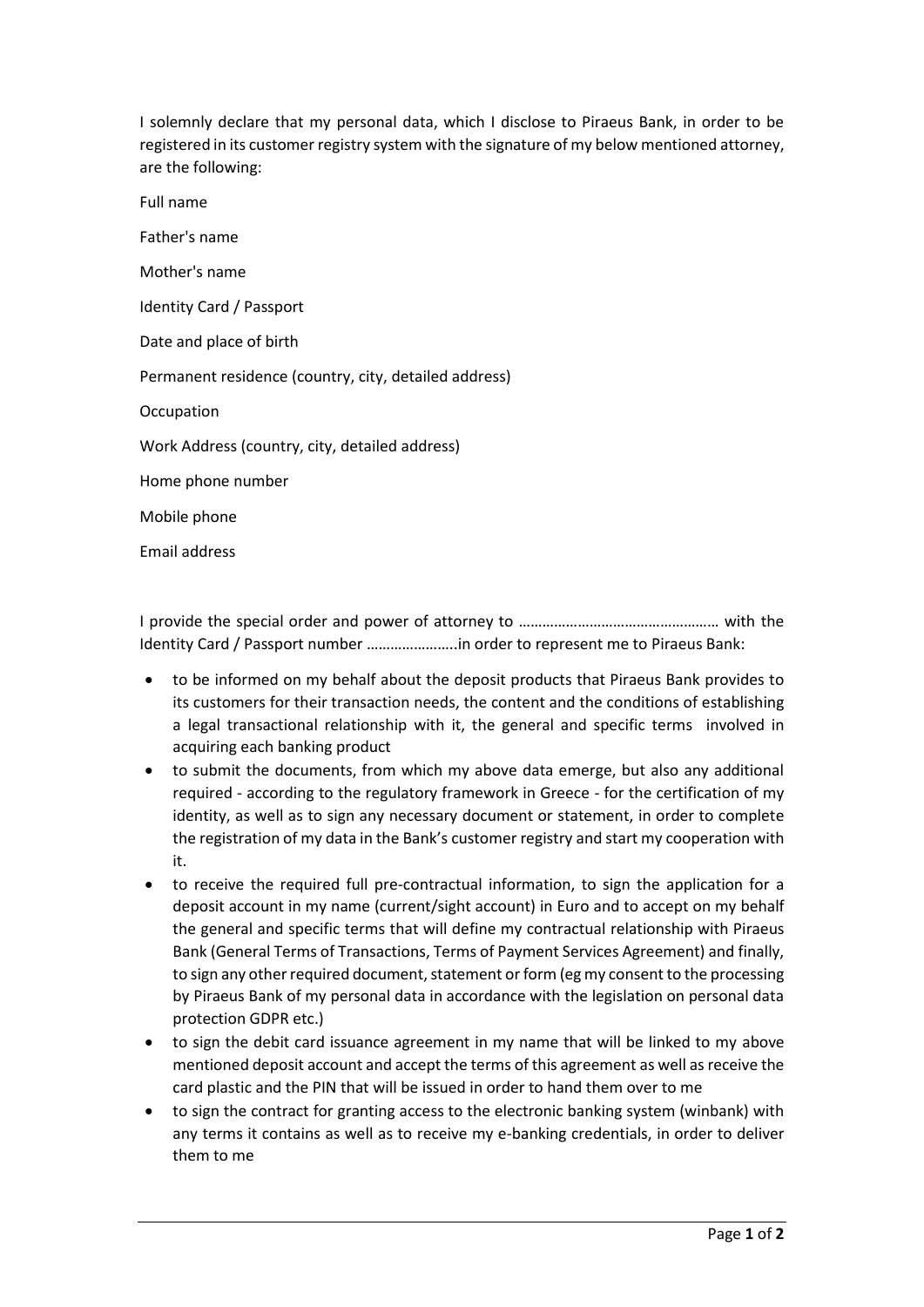I solemnly declare that my personal data, which I disclose to Piraeus Bank, in order to be registered in its customer registry system with the signature of my below mentioned attorney, are the following:

Full name

Father's name

Mother's name

Identity Card / Passport

Date and place of birth

Permanent residence (country, city, detailed address)

Occupation

Work Address (country, city, detailed address)

Home phone number

Mobile phone

Email address

I provide the special order and power of attorney to …………………………………………… with the Identity Card / Passport number …………………..in order to represent me to Piraeus Bank:

- to be informed on my behalf about the deposit products that Piraeus Bank provides to its customers for their transaction needs, the content and the conditions of establishing a legal transactional relationship with it, the general and specific terms involved in acquiring each banking product
- to submit the documents, from which my above data emerge, but also any additional required - according to the regulatory framework in Greece - for the certification of my identity, as well as to sign any necessary document or statement, in order to complete the registration of my data in the Bank's customer registry and start my cooperation with it.
- to receive the required full pre-contractual information, to sign the application for a deposit account in my name (current/sight account) in Euro and to accept on my behalf the general and specific terms that will define my contractual relationship with Piraeus Bank (General Terms of Transactions, Terms of Payment Services Agreement) and finally, to sign any other required document, statement or form (eg my consent to the processing by Piraeus Bank of my personal data in accordance with the legislation on personal data protection GDPR etc.)
- to sign the debit card issuance agreement in my name that will be linked to my above mentioned deposit account and accept the terms of this agreement as well as receive the card plastic and the PIN that will be issued in order to hand them over to me
- to sign the contract for granting access to the electronic banking system (winbank) with any terms it contains as well as to receive my e-banking credentials, in order to deliver them to me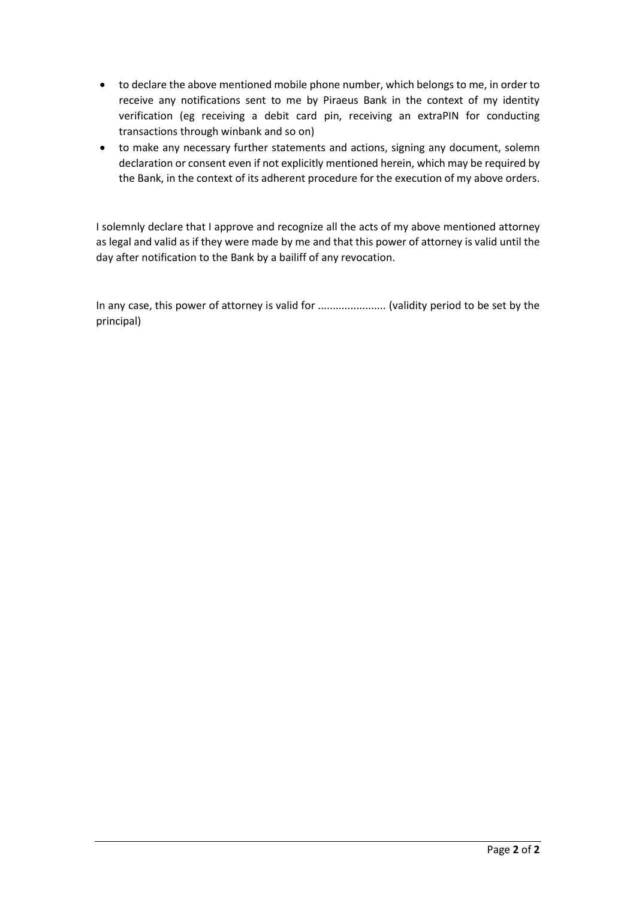- to declare the above mentioned mobile phone number, which belongs to me, in order to receive any notifications sent to me by Piraeus Bank in the context of my identity verification (eg receiving a debit card pin, receiving an extraPIN for conducting transactions through winbank and so on)
- to make any necessary further statements and actions, signing any document, solemn declaration or consent even if not explicitly mentioned herein, which may be required by the Bank, in the context of its adherent procedure for the execution of my above orders.

I solemnly declare that I approve and recognize all the acts of my above mentioned attorney as legal and valid as if they were made by me and that this power of attorney is valid until the day after notification to the Bank by a bailiff of any revocation.

In any case, this power of attorney is valid for ....................... (validity period to be set by the principal)